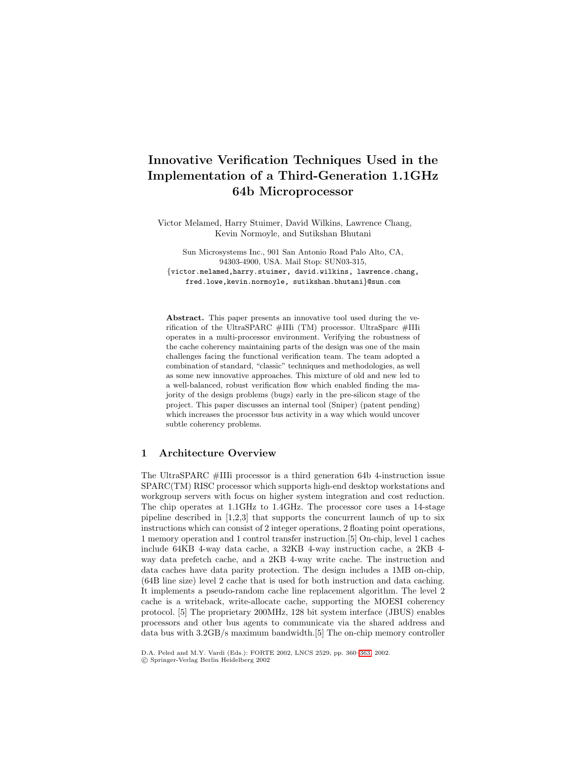# Innovative Verification Techniques Used in the Implementation of a Third-Generation 1.1GHz 64b Microprocessor

Victor Melamed, Harry Stuimer, David Wilkins, Lawrence Chang, Kevin Normoyle, and Sutikshan Bhutani

Sun Microsystems Inc., 901 San Antonio Road Palo Alto, CA, 94303-4900, USA. Mail Stop: SUN03-315,
{victor.melamed,harry.stuimer, david.wilkins, lawrence.chang, fred.lowe,kevin.normoyle, sutikshan.bhutani}@sun.com

**Abstract.** This paper presents an innovative tool used during the verification of the UltraSPARC #IIIi (TM) processor. UltraSparc #IIIi operates in a multi-processor environment. Verifying the robustness of the cache coherency maintaining parts of the design was one of the main challenges facing the functional verification team. The team adopted a combination of standard, "classic" techniques and methodologies, as well as some new innovative approaches. This mixture of old and new led to a well-balanced, robust verification flow which enabled finding the majority of the design problems (bugs) early in the pre-silicon stage of the project. This paper discusses an internal tool (Sniper) (patent pending) which increases the processor bus activity in a way which would uncover subtle coherency problems.

## 1 Architecture Overview

The UltraSPARC #IIIi processor is a third generation 64b 4-instruction issue SPARC(TM) RISC processor which supports high-end desktop workstations and workgroup servers with focus on higher system integration and cost reduction. The chip operates at 1.1GHz to 1.4GHz. The processor core uses a 14-stage pipeline described in [1,2,3] that supports the concurrent launch of up to six instructions which can consist of 2 integer operations, 2 floating point operations, 1 memory operation and 1 control transfer instruction.[5] On-chip, level 1 caches include 64KB 4-way data cache, a 32KB 4-way instruction cache, a 2KB 4-way data prefetch cache, and a 2KB 4-way write cache. The instruction and data caches have data parity protection. The design includes a 1MB on-chip, (64B line size) level 2 cache that is used for both instruction and data caching. It implements a pseudo-random cache line replacement algorithm. The level 2 cache is a writeback, write-allocate cache, supporting the MOESI coherency protocol. [5] The proprietary 200MHz, 128 bit system interface (JBUS) enables processors and other bus agents to communicate via the shared address and data bus with 3.2GB/s maximum bandwidth.[5] The on-chip memory controller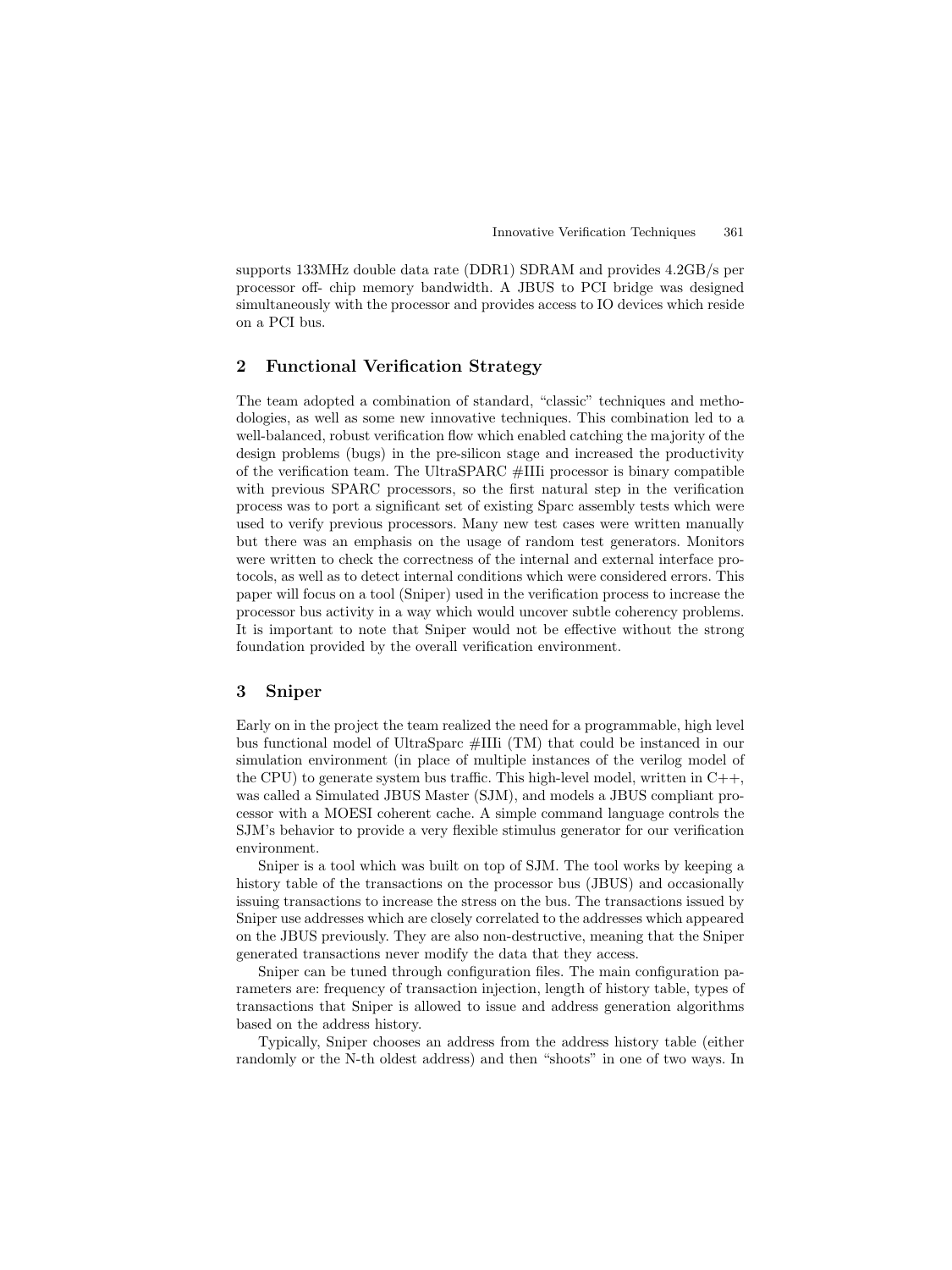supports 133MHz double data rate (DDR1) SDRAM and provides 4.2GB/s per processor off- chip memory bandwidth. A JBUS to PCI bridge was designed simultaneously with the processor and provides access to IO devices which reside on a PCI bus.

## 2 Functional Verification Strategy

The team adopted a combination of standard, "classic" techniques and methodologies, as well as some new innovative techniques. This combination led to a well-balanced, robust verification flow which enabled catching the majority of the design problems (bugs) in the pre-silicon stage and increased the productivity of the verification team. The UltraSPARC #IIIi processor is binary compatible with previous SPARC processors, so the first natural step in the verification process was to port a significant set of existing Sparc assembly tests which were used to verify previous processors. Many new test cases were written manually but there was an emphasis on the usage of random test generators. Monitors were written to check the correctness of the internal and external interface protocols, as well as to detect internal conditions which were considered errors. This paper will focus on a tool (Sniper) used in the verification process to increase the processor bus activity in a way which would uncover subtle coherency problems. It is important to note that Sniper would not be effective without the strong foundation provided by the overall verification environment.

## 3 Sniper

Early on in the project the team realized the need for a programmable, high level bus functional model of UltraSparc #IIIi (TM) that could be instanced in our simulation environment (in place of multiple instances of the verilog model of the CPU) to generate system bus traffic. This high-level model, written in C++, was called a Simulated JBUS Master (SJM), and models a JBUS compliant processor with a MOESI coherent cache. A simple command language controls the SJM's behavior to provide a very flexible stimulus generator for our verification environment.

Sniper is a tool which was built on top of SJM. The tool works by keeping a history table of the transactions on the processor bus (JBUS) and occasionally issuing transactions to increase the stress on the bus. The transactions issued by Sniper use addresses which are closely correlated to the addresses which appeared on the JBUS previously. They are also non-destructive, meaning that the Sniper generated transactions never modify the data that they access.

Sniper can be tuned through configuration files. The main configuration parameters are: frequency of transaction injection, length of history table, types of transactions that Sniper is allowed to issue and address generation algorithms based on the address history.

Typically, Sniper chooses an address from the address history table (either randomly or the N-th oldest address) and then "shoots" in one of two ways. In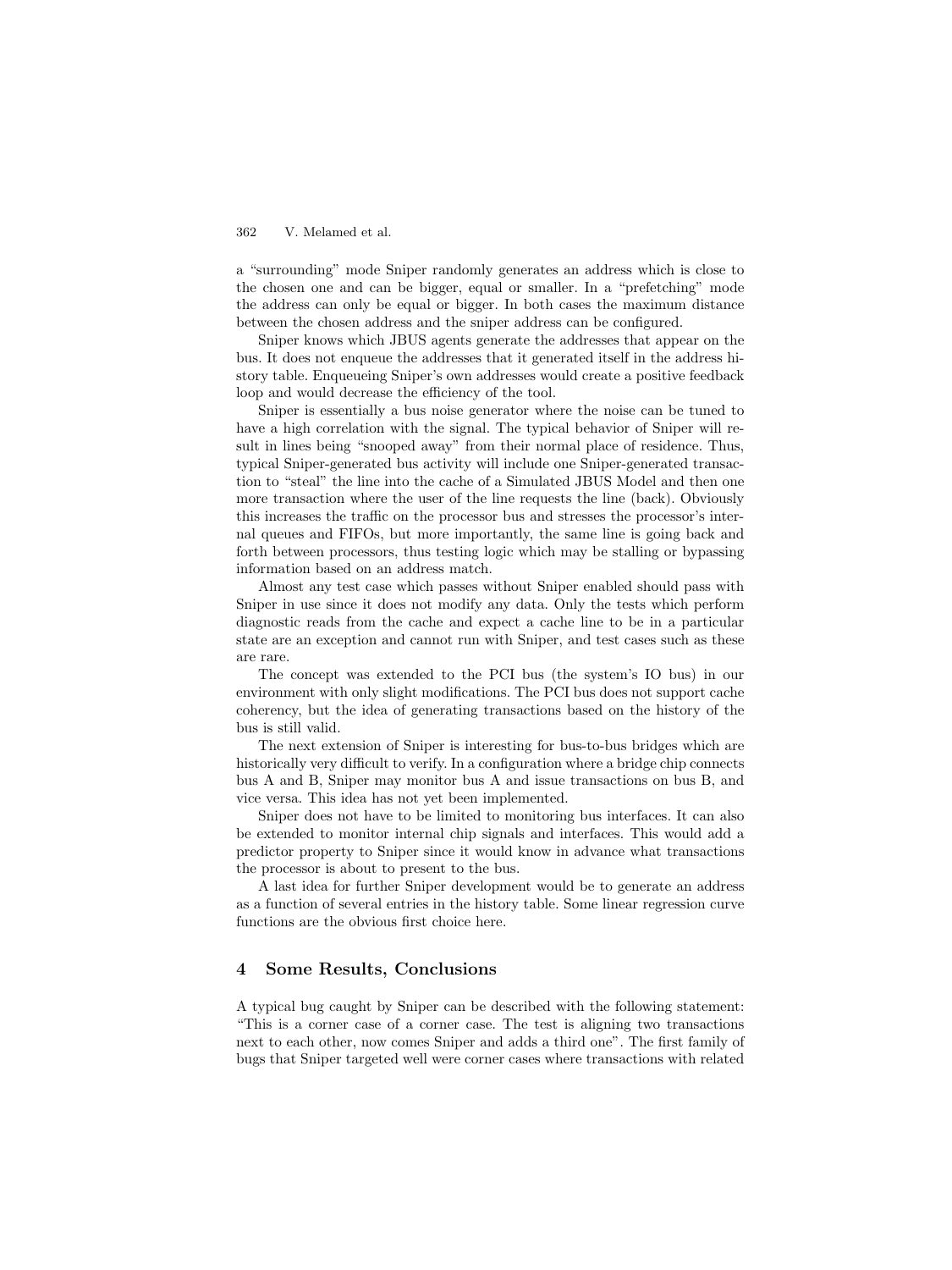a "surrounding" mode Sniper randomly generates an address which is close to the chosen one and can be bigger, equal or smaller. In a "prefetching" mode the address can only be equal or bigger. In both cases the maximum distance between the chosen address and the sniper address can be configured.

Sniper knows which JBUS agents generate the addresses that appear on the bus. It does not enqueue the addresses that it generated itself in the address history table. Enqueueing Sniper's own addresses would create a positive feedback loop and would decrease the efficiency of the tool.

Sniper is essentially a bus noise generator where the noise can be tuned to have a high correlation with the signal. The typical behavior of Sniper will result in lines being "snooped away" from their normal place of residence. Thus, typical Sniper-generated bus activity will include one Sniper-generated transaction to "steal" the line into the cache of a Simulated JBUS Model and then one more transaction where the user of the line requests the line (back). Obviously this increases the traffic on the processor bus and stresses the processor's internal queues and FIFOs, but more importantly, the same line is going back and forth between processors, thus testing logic which may be stalling or bypassing information based on an address match.

Almost any test case which passes without Sniper enabled should pass with Sniper in use since it does not modify any data. Only the tests which perform diagnostic reads from the cache and expect a cache line to be in a particular state are an exception and cannot run with Sniper, and test cases such as these are rare.

The concept was extended to the PCI bus (the system's IO bus) in our environment with only slight modifications. The PCI bus does not support cache coherency, but the idea of generating transactions based on the history of the bus is still valid.

The next extension of Sniper is interesting for bus-to-bus bridges which are historically very difficult to verify. In a configuration where a bridge chip connects bus A and B, Sniper may monitor bus A and issue transactions on bus B, and vice versa. This idea has not yet been implemented.

Sniper does not have to be limited to monitoring bus interfaces. It can also be extended to monitor internal chip signals and interfaces. This would add a predictor property to Sniper since it would know in advance what transactions the processor is about to present to the bus.

A last idea for further Sniper development would be to generate an address as a function of several entries in the history table. Some linear regression curve functions are the obvious first choice here.

## 4 Some Results, Conclusions

A typical bug caught by Sniper can be described with the following statement: "This is a corner case of a corner case. The test is aligning two transactions next to each other, now comes Sniper and adds a third one". The first family of bugs that Sniper targeted well were corner cases where transactions with related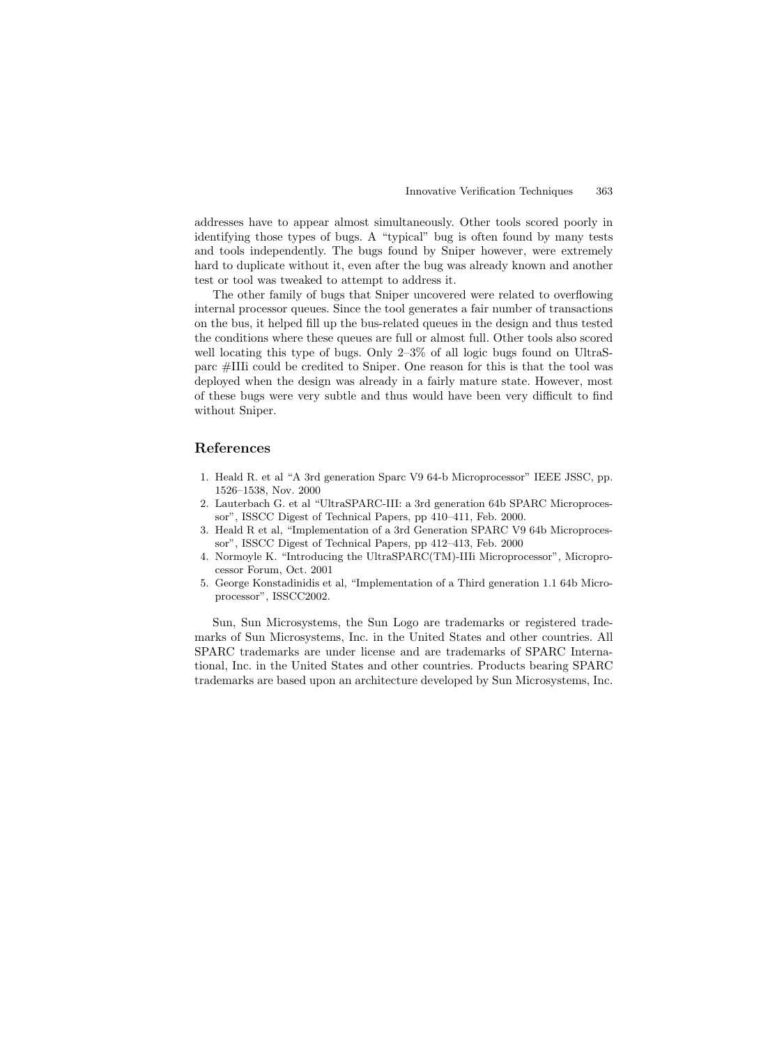addresses have to appear almost simultaneously. Other tools scored poorly in identifying those types of bugs. A "typical" bug is often found by many tests and tools independently. The bugs found by Sniper however, were extremely hard to duplicate without it, even after the bug was already known and another test or tool was tweaked to attempt to address it.

The other family of bugs that Sniper uncovered were related to overflowing internal processor queues. Since the tool generates a fair number of transactions on the bus, it helped fill up the bus-related queues in the design and thus tested the conditions where these queues are full or almost full. Other tools also scored well locating this type of bugs. Only 2–3% of all logic bugs found on UltraSparc #IIIi could be credited to Sniper. One reason for this is that the tool was deployed when the design was already in a fairly mature state. However, most of these bugs were very subtle and thus would have been very difficult to find without Sniper.

## References

1. Heald R. et al "A 3rd generation Sparc V9 64-b Microprocessor" IEEE JSSC, pp. 1526–1538, Nov. 2000
2. Lauterbach G. et al "UltraSPARC-III: a 3rd generation 64b SPARC Microprocessor", ISSCC Digest of Technical Papers, pp 410–411, Feb. 2000.
3. Heald R et al, "Implementation of a 3rd Generation SPARC V9 64b Microprocessor", ISSCC Digest of Technical Papers, pp 412–413, Feb. 2000
4. Normoyle K. "Introducing the UltraSPARC(TM)-IIIi Microprocessor", Microprocessor Forum, Oct. 2001
5. George Konstadinidis et al, "Implementation of a Third generation 1.1 64b Microprocessor", ISSCC2002.

Sun, Sun Microsystems, the Sun Logo are trademarks or registered trademarks of Sun Microsystems, Inc. in the United States and other countries. All SPARC trademarks are under license and are trademarks of SPARC International, Inc. in the United States and other countries. Products bearing SPARC trademarks are based upon an architecture developed by Sun Microsystems, Inc.